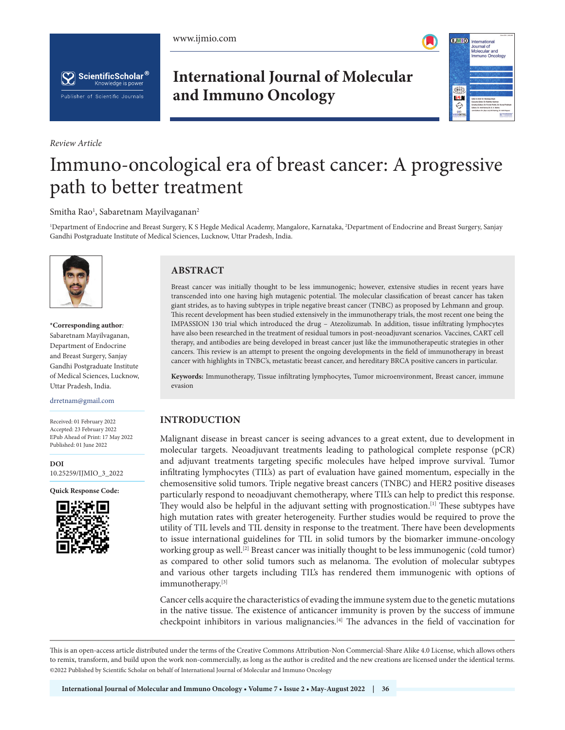*Review Article*

# Immuno-oncological era of breast cancer: A progressive path to better treatment

Smitha Rao[1], Sabaretnam Mayilvaganan[2]

[1]Department of Endocrine and Breast Surgery, K S Hegde Medical Academy, Mangalore, Karnataka, [2]Department of Endocrine and Breast Surgery, Sanjay Gandhi Postgraduate Institute of Medical Sciences, Lucknow, Uttar Pradesh, India.

**\*Corresponding author**: Sabaretnam Mayilvaganan, Department of Endocrine and Breast Surgery, Sanjay Gandhi Postgraduate Institute of Medical Sciences, Lucknow, Uttar Pradesh, India.

drretnam@gmail.com

Received: 01 February 2022
Accepted: 23 February 2022
EPub Ahead of Print: 17 May 2022
Published: 01 June 2022

**DOI**
10.25259/IJMIO_3_2022

**Quick Response Code:**

## ABSTRACT

Breast cancer was initially thought to be less immunogenic; however, extensive studies in recent years have transcended into one having high mutagenic potential. The molecular classification of breast cancer has taken giant strides, as to having subtypes in triple negative breast cancer (TNBC) as proposed by Lehmann and group. This recent development has been studied extensively in the immunotherapy trials, the most recent one being the IMPASSION 130 trial which introduced the drug – Atezolizumab. In addition, tissue infiltrating lymphocytes have also been researched in the treatment of residual tumors in post-neoadjuvant scenarios. Vaccines, CART cell therapy, and antibodies are being developed in breast cancer just like the immunotherapeutic strategies in other cancers. This review is an attempt to present the ongoing developments in the field of immunotherapy in breast cancer with highlights in TNBC's, metastatic breast cancer, and hereditary BRCA positive cancers in particular.

**Keywords:** Immunotherapy, Tissue infiltrating lymphocytes, Tumor microenvironment, Breast cancer, immune evasion

## INTRODUCTION

Malignant disease in breast cancer is seeing advances to a great extent, due to development in molecular targets. Neoadjuvant treatments leading to pathological complete response (pCR) and adjuvant treatments targeting specific molecules have helped improve survival. Tumor infiltrating lymphocytes (TIL's) as part of evaluation have gained momentum, especially in the chemosensitive solid tumors. Triple negative breast cancers (TNBC) and HER2 positive diseases particularly respond to neoadjuvant chemotherapy, where TIL's can help to predict this response. They would also be helpful in the adjuvant setting with prognostication.[1] These subtypes have high mutation rates with greater heterogeneity. Further studies would be required to prove the utility of TIL levels and TIL density in response to the treatment. There have been developments to issue international guidelines for TIL in solid tumors by the biomarker immune-oncology working group as well.[2] Breast cancer was initially thought to be less immunogenic (cold tumor) as compared to other solid tumors such as melanoma. The evolution of molecular subtypes and various other targets including TIL's has rendered them immunogenic with options of immunotherapy.[3]

Cancer cells acquire the characteristics of evading the immune system due to the genetic mutations in the native tissue. The existence of anticancer immunity is proven by the success of immune checkpoint inhibitors in various malignancies.[4] The advances in the field of vaccination for

This is an open-access article distributed under the terms of the Creative Commons Attribution-Non Commercial-Share Alike 4.0 License, which allows others to remix, transform, and build upon the work non-commercially, as long as the author is credited and the new creations are licensed under the identical terms.
©2022 Published by Scientific Scholar on behalf of International Journal of Molecular and Immuno Oncology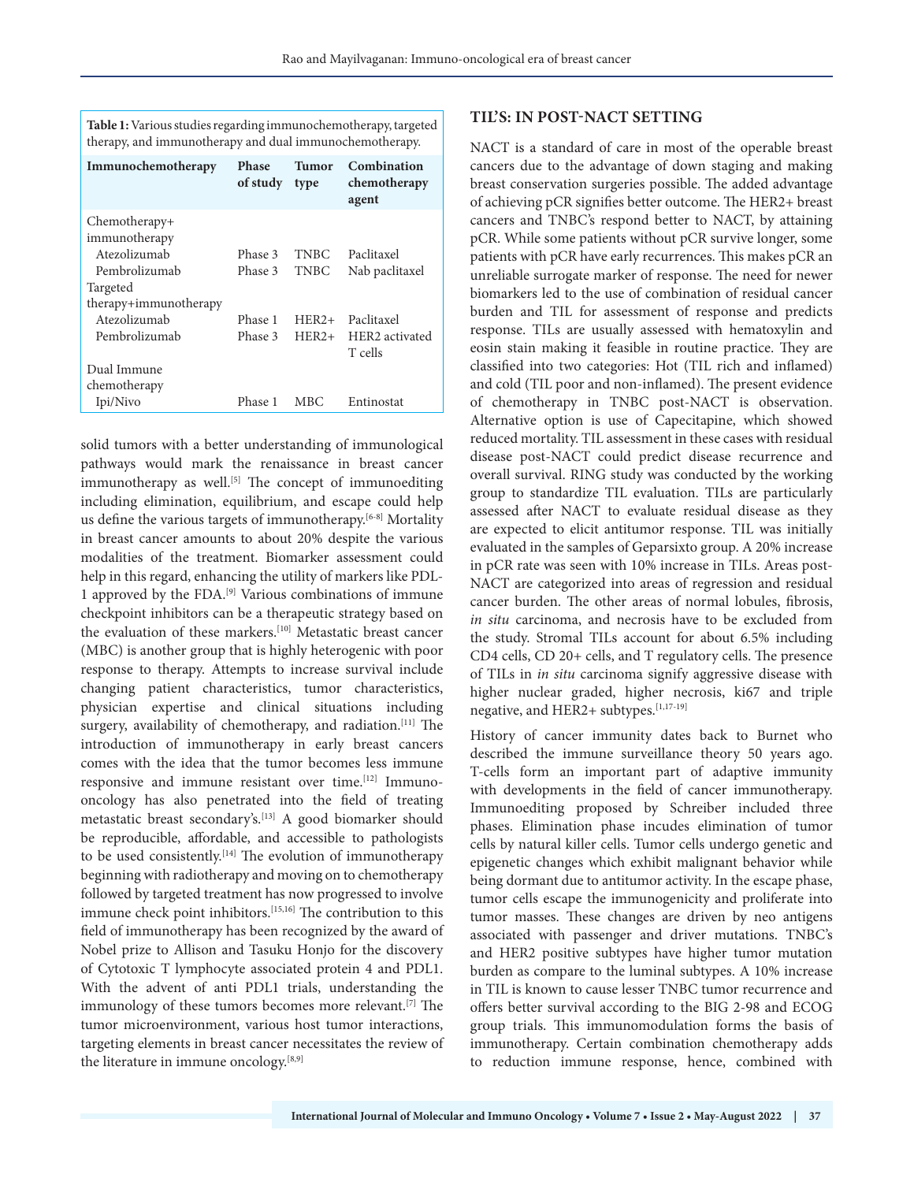**Table 1:** Various studies regarding immunochemotherapy, targeted therapy, and immunotherapy and dual immunochemotherapy.

| Immunochemotherapy | Phase of study | Tumor type | Combination chemotherapy agent |
|---|---|---|---|
| Chemotherapy+ immunotherapy | | | |
| Atezolizumab | Phase 3 | TNBC | Paclitaxel |
| Pembrolizumab | Phase 3 | TNBC | Nab paclitaxel |
| Targeted therapy+immunotherapy | | | |
| Atezolizumab | Phase 1 | HER2+ | Paclitaxel |
| Pembrolizumab | Phase 3 | HER2+ | HER2 activated T cells |
| Dual Immune chemotherapy | | | |
| Ipi/Nivo | Phase 1 | MBC | Entinostat |

solid tumors with a better understanding of immunological pathways would mark the renaissance in breast cancer immunotherapy as well.[5] The concept of immunoediting including elimination, equilibrium, and escape could help us define the various targets of immunotherapy.[6-8] Mortality in breast cancer amounts to about 20% despite the various modalities of the treatment. Biomarker assessment could help in this regard, enhancing the utility of markers like PDL-1 approved by the FDA.[9] Various combinations of immune checkpoint inhibitors can be a therapeutic strategy based on the evaluation of these markers.[10] Metastatic breast cancer (MBC) is another group that is highly heterogenic with poor response to therapy. Attempts to increase survival include changing patient characteristics, tumor characteristics, physician expertise and clinical situations including surgery, availability of chemotherapy, and radiation.[11] The introduction of immunotherapy in early breast cancers comes with the idea that the tumor becomes less immune responsive and immune resistant over time.[12] Immuno-oncology has also penetrated into the field of treating metastatic breast secondary's.[13] A good biomarker should be reproducible, affordable, and accessible to pathologists to be used consistently.[14] The evolution of immunotherapy beginning with radiotherapy and moving on to chemotherapy followed by targeted treatment has now progressed to involve immune check point inhibitors.[15,16] The contribution to this field of immunotherapy has been recognized by the award of Nobel prize to Allison and Tasuku Honjo for the discovery of Cytotoxic T lymphocyte associated protein 4 and PDL1. With the advent of anti PDL1 trials, understanding the immunology of these tumors becomes more relevant.[7] The tumor microenvironment, various host tumor interactions, targeting elements in breast cancer necessitates the review of the literature in immune oncology.[8,9]

## TIL'S: IN POST-NACT SETTING

NACT is a standard of care in most of the operable breast cancers due to the advantage of down staging and making breast conservation surgeries possible. The added advantage of achieving pCR signifies better outcome. The HER2+ breast cancers and TNBC's respond better to NACT, by attaining pCR. While some patients without pCR survive longer, some patients with pCR have early recurrences. This makes pCR an unreliable surrogate marker of response. The need for newer biomarkers led to the use of combination of residual cancer burden and TIL for assessment of response and predicts response. TILs are usually assessed with hematoxylin and eosin stain making it feasible in routine practice. They are classified into two categories: Hot (TIL rich and inflamed) and cold (TIL poor and non-inflamed). The present evidence of chemotherapy in TNBC post-NACT is observation. Alternative option is use of Capecitapine, which showed reduced mortality. TIL assessment in these cases with residual disease post-NACT could predict disease recurrence and overall survival. RING study was conducted by the working group to standardize TIL evaluation. TILs are particularly assessed after NACT to evaluate residual disease as they are expected to elicit antitumor response. TIL was initially evaluated in the samples of Geparsixto group. A 20% increase in pCR rate was seen with 10% increase in TILs. Areas post-NACT are categorized into areas of regression and residual cancer burden. The other areas of normal lobules, fibrosis, *in situ* carcinoma, and necrosis have to be excluded from the study. Stromal TILs account for about 6.5% including CD4 cells, CD 20+ cells, and T regulatory cells. The presence of TILs in *in situ* carcinoma signify aggressive disease with higher nuclear graded, higher necrosis, ki67 and triple negative, and HER2+ subtypes.[1,17-19]

History of cancer immunity dates back to Burnet who described the immune surveillance theory 50 years ago. T-cells form an important part of adaptive immunity with developments in the field of cancer immunotherapy. Immunoediting proposed by Schreiber included three phases. Elimination phase incudes elimination of tumor cells by natural killer cells. Tumor cells undergo genetic and epigenetic changes which exhibit malignant behavior while being dormant due to antitumor activity. In the escape phase, tumor cells escape the immunogenicity and proliferate into tumor masses. These changes are driven by neo antigens associated with passenger and driver mutations. TNBC's and HER2 positive subtypes have higher tumor mutation burden as compare to the luminal subtypes. A 10% increase in TIL is known to cause lesser TNBC tumor recurrence and offers better survival according to the BIG 2-98 and ECOG group trials. This immunomodulation forms the basis of immunotherapy. Certain combination chemotherapy adds to reduction immune response, hence, combined with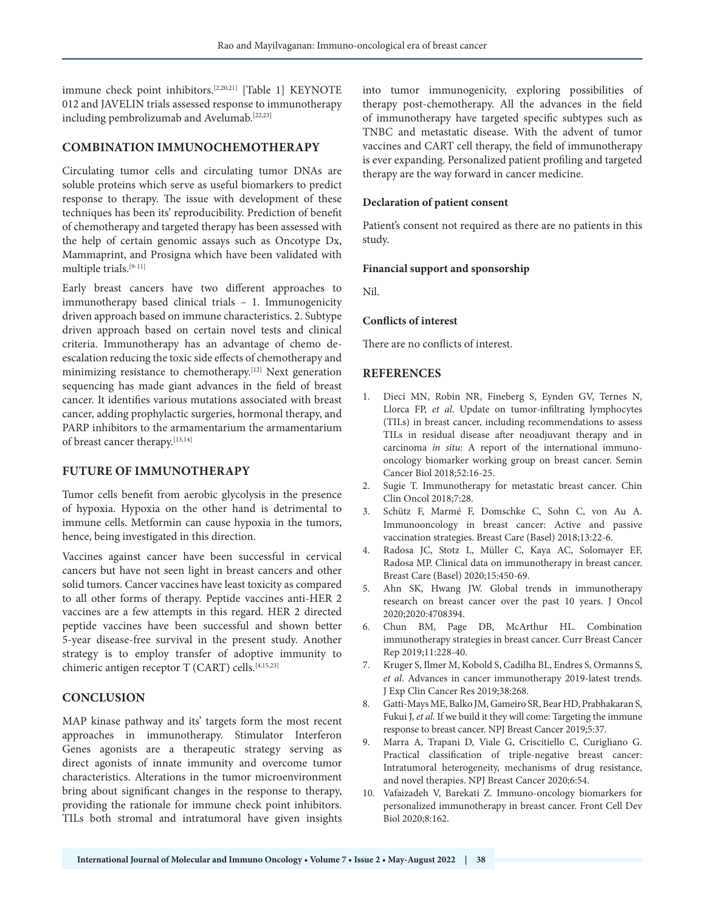immune check point inhibitors.[2,20,21] [Table 1] KEYNOTE 012 and JAVELIN trials assessed response to immunotherapy including pembrolizumab and Avelumab.[22,23]

## COMBINATION IMMUNOCHEMOTHERAPY

Circulating tumor cells and circulating tumor DNAs are soluble proteins which serve as useful biomarkers to predict response to therapy. The issue with development of these techniques has been its' reproducibility. Prediction of benefit of chemotherapy and targeted therapy has been assessed with the help of certain genomic assays such as Oncotype Dx, Mammaprint, and Prosigna which have been validated with multiple trials.[9-11]

Early breast cancers have two different approaches to immunotherapy based clinical trials – 1. Immunogenicity driven approach based on immune characteristics. 2. Subtype driven approach based on certain novel tests and clinical criteria. Immunotherapy has an advantage of chemo de-escalation reducing the toxic side effects of chemotherapy and minimizing resistance to chemotherapy.[12] Next generation sequencing has made giant advances in the field of breast cancer. It identifies various mutations associated with breast cancer, adding prophylactic surgeries, hormonal therapy, and PARP inhibitors to the armamentarium the armamentarium of breast cancer therapy.[13,14]

## FUTURE OF IMMUNOTHERAPY

Tumor cells benefit from aerobic glycolysis in the presence of hypoxia. Hypoxia on the other hand is detrimental to immune cells. Metformin can cause hypoxia in the tumors, hence, being investigated in this direction.

Vaccines against cancer have been successful in cervical cancers but have not seen light in breast cancers and other solid tumors. Cancer vaccines have least toxicity as compared to all other forms of therapy. Peptide vaccines anti-HER 2 vaccines are a few attempts in this regard. HER 2 directed peptide vaccines have been successful and shown better 5-year disease-free survival in the present study. Another strategy is to employ transfer of adoptive immunity to chimeric antigen receptor T (CART) cells.[4,15,23]

## CONCLUSION

MAP kinase pathway and its' targets form the most recent approaches in immunotherapy. Stimulator Interferon Genes agonists are a therapeutic strategy serving as direct agonists of innate immunity and overcome tumor characteristics. Alterations in the tumor microenvironment bring about significant changes in the response to therapy, providing the rationale for immune check point inhibitors. TILs both stromal and intratumoral have given insights into tumor immunogenicity, exploring possibilities of therapy post-chemotherapy. All the advances in the field of immunotherapy have targeted specific subtypes such as TNBC and metastatic disease. With the advent of tumor vaccines and CART cell therapy, the field of immunotherapy is ever expanding. Personalized patient profiling and targeted therapy are the way forward in cancer medicine.

### Declaration of patient consent

Patient's consent not required as there are no patients in this study.

### Financial support and sponsorship

Nil.

### Conflicts of interest

There are no conflicts of interest.

## REFERENCES

1. Dieci MN, Robin NR, Fineberg S, Eynden GV, Ternes N, Llorca FP, *et al*. Update on tumor-infiltrating lymphocytes (TILs) in breast cancer, including recommendations to assess TILs in residual disease after neoadjuvant therapy and in carcinoma *in situ*: A report of the international immuno-oncology biomarker working group on breast cancer. Semin Cancer Biol 2018;52:16-25.
2. Sugie T. Immunotherapy for metastatic breast cancer. Chin Clin Oncol 2018;7:28.
3. Schütz F, Marmé F, Domschke C, Sohn C, von Au A. Immunooncology in breast cancer: Active and passive vaccination strategies. Breast Care (Basel) 2018;13:22-6.
4. Radosa JC, Stotz L, Müller C, Kaya AC, Solomayer EF, Radosa MP. Clinical data on immunotherapy in breast cancer. Breast Care (Basel) 2020;15:450-69.
5. Ahn SK, Hwang JW. Global trends in immunotherapy research on breast cancer over the past 10 years. J Oncol 2020;2020:4708394.
6. Chun BM, Page DB, McArthur HL. Combination immunotherapy strategies in breast cancer. Curr Breast Cancer Rep 2019;11:228-40.
7. Kruger S, Ilmer M, Kobold S, Cadilha BL, Endres S, Ormanns S, *et al*. Advances in cancer immunotherapy 2019-latest trends. J Exp Clin Cancer Res 2019;38:268.
8. Gatti-Mays ME, Balko JM, Gameiro SR, Bear HD, Prabhakaran S, Fukui J, *et al*. If we build it they will come: Targeting the immune response to breast cancer. NPJ Breast Cancer 2019;5:37.
9. Marra A, Trapani D, Viale G, Criscitiello C, Curigliano G. Practical classification of triple-negative breast cancer: Intratumoral heterogeneity, mechanisms of drug resistance, and novel therapies. NPJ Breast Cancer 2020;6:54.
10. Vafaizadeh V, Barekati Z. Immuno-oncology biomarkers for personalized immunotherapy in breast cancer. Front Cell Dev Biol 2020;8:162.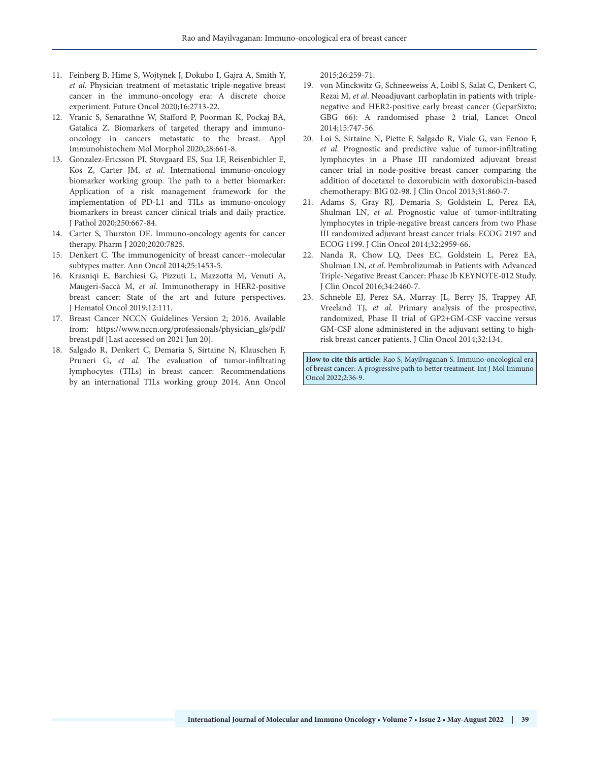11. Feinberg B, Hime S, Wojtynek J, Dokubo I, Gajra A, Smith Y, *et al*. Physician treatment of metastatic triple-negative breast cancer in the immuno-oncology era: A discrete choice experiment. Future Oncol 2020;16:2713-22.
12. Vranic S, Senarathne W, Stafford P, Poorman K, Pockaj BA, Gatalica Z. Biomarkers of targeted therapy and immuno-oncology in cancers metastatic to the breast. Appl Immunohistochem Mol Morphol 2020;28:661-8.
13. Gonzalez-Ericsson PI, Stovgaard ES, Sua LF, Reisenbichler E, Kos Z, Carter JM, *et al*. International immuno-oncology biomarker working group. The path to a better biomarker: Application of a risk management framework for the implementation of PD-L1 and TILs as immuno-oncology biomarkers in breast cancer clinical trials and daily practice. J Pathol 2020;250:667-84.
14. Carter S, Thurston DE. Immuno-oncology agents for cancer therapy. Pharm J 2020;2020:7825.
15. Denkert C. The immunogenicity of breast cancer--molecular subtypes matter. Ann Oncol 2014;25:1453-5.
16. Krasniqi E, Barchiesi G, Pizzuti L, Mazzotta M, Venuti A, Maugeri-Saccà M, *et al*. Immunotherapy in HER2-positive breast cancer: State of the art and future perspectives. J Hematol Oncol 2019;12:111.
17. Breast Cancer NCCN Guidelines Version 2; 2016. Available from: https://www.nccn.org/professionals/physician_gls/pdf/breast.pdf [Last accessed on 2021 Jun 20].
18. Salgado R, Denkert C, Demaria S, Sirtaine N, Klauschen F, Pruneri G, *et al*. The evaluation of tumor-infiltrating lymphocytes (TILs) in breast cancer: Recommendations by an international TILs working group 2014. Ann Oncol 2015;26:259-71.
19. von Minckwitz G, Schneeweiss A, Loibl S, Salat C, Denkert C, Rezai M, *et al*. Neoadjuvant carboplatin in patients with triple-negative and HER2-positive early breast cancer (GeparSixto; GBG 66): A randomised phase 2 trial, Lancet Oncol 2014;15:747-56.
20. Loi S, Sirtaine N, Piette F, Salgado R, Viale G, van Eenoo F, *et al*. Prognostic and predictive value of tumor-infiltrating lymphocytes in a Phase III randomized adjuvant breast cancer trial in node-positive breast cancer comparing the addition of docetaxel to doxorubicin with doxorubicin-based chemotherapy: BIG 02-98. J Clin Oncol 2013;31:860-7.
21. Adams S, Gray RJ, Demaria S, Goldstein L, Perez EA, Shulman LN, *et al*. Prognostic value of tumor-infiltrating lymphocytes in triple-negative breast cancers from two Phase III randomized adjuvant breast cancer trials: ECOG 2197 and ECOG 1199. J Clin Oncol 2014;32:2959-66.
22. Nanda R, Chow LQ, Dees EC, Goldstein L, Perez EA, Shulman LN, *et al*. Pembrolizumab in Patients with Advanced Triple-Negative Breast Cancer: Phase Ib KEYNOTE-012 Study. J Clin Oncol 2016;34:2460-7.
23. Schneble EJ, Perez SA, Murray JL, Berry JS, Trappey AF, Vreeland TJ, *et al*. Primary analysis of the prospective, randomized, Phase II trial of GP2+GM-CSF vaccine versus GM-CSF alone administered in the adjuvant setting to high-risk breast cancer patients. J Clin Oncol 2014;32:134.

**How to cite this article:** Rao S, Mayilvaganan S. Immuno-oncological era of breast cancer: A progressive path to better treatment. Int J Mol Immuno Oncol 2022;2:36-9.